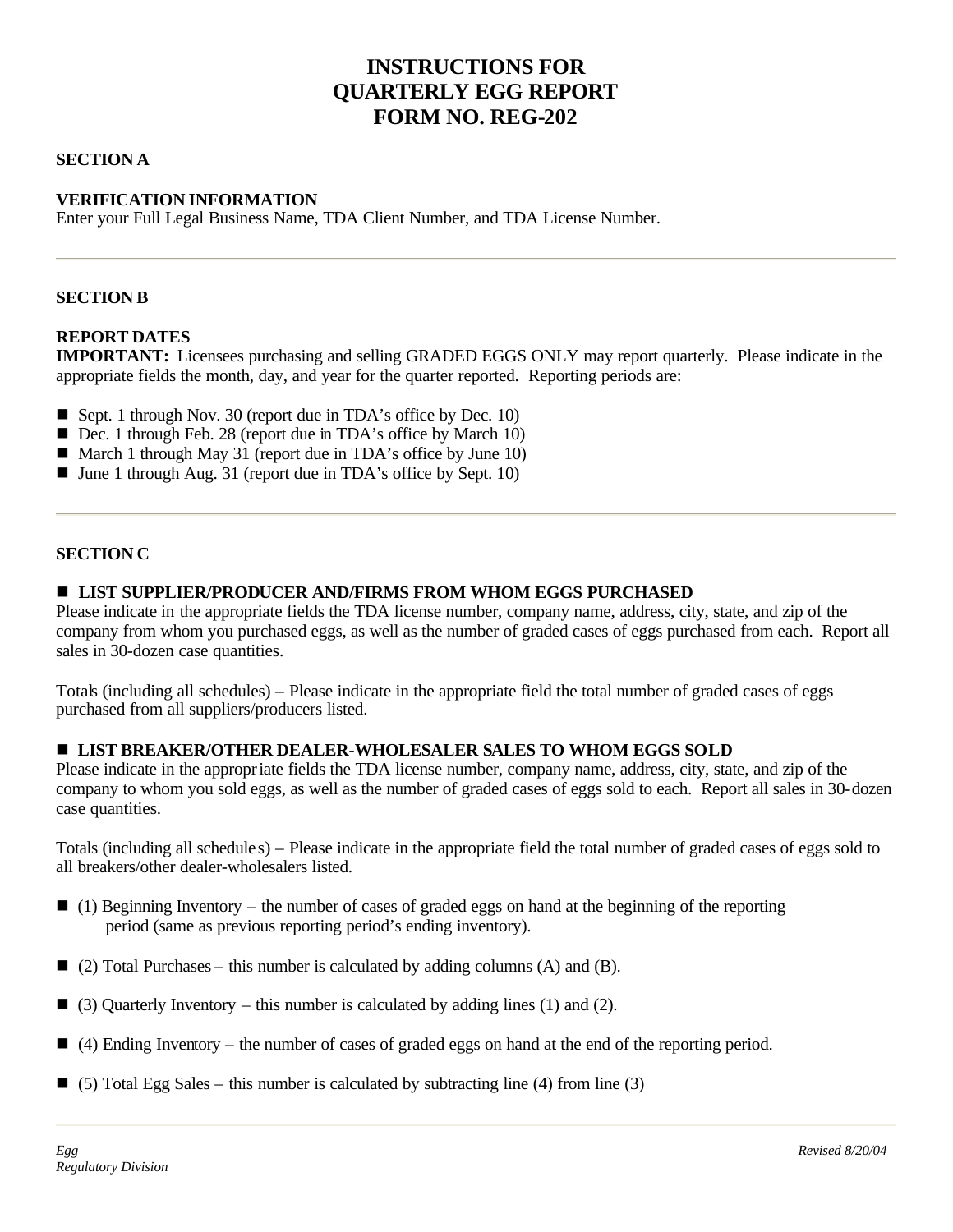# INSTRUCTIONS FOR QUARTERLY EGG REPORT FORM NO. REG-202

## SECTION A

### VERIFICATION INFORMATION

Enter your Full Legal Business Name, TDA Client Number, and TDA License Number.

---

## SECTION B

### REPORT DATES

**IMPORTANT:** Licensees purchasing and selling GRADED EGGS ONLY may report quarterly. Please indicate in the appropriate fields the month, day, and year for the quarter reported. Reporting periods are:

- Sept. 1 through Nov. 30 (report due in TDA's office by Dec. 10)
- Dec. 1 through Feb. 28 (report due in TDA's office by March 10)
- March 1 through May 31 (report due in TDA's office by June 10)
- June 1 through Aug. 31 (report due in TDA's office by Sept. 10)

---

## SECTION C

### LIST SUPPLIER/PRODUCER AND/FIRMS FROM WHOM EGGS PURCHASED

Please indicate in the appropriate fields the TDA license number, company name, address, city, state, and zip of the company from whom you purchased eggs, as well as the number of graded cases of eggs purchased from each. Report all sales in 30-dozen case quantities.

Totals (including all schedules) – Please indicate in the appropriate field the total number of graded cases of eggs purchased from all suppliers/producers listed.

### LIST BREAKER/OTHER DEALER-WHOLESALER SALES TO WHOM EGGS SOLD

Please indicate in the appropriate fields the TDA license number, company name, address, city, state, and zip of the company to whom you sold eggs, as well as the number of graded cases of eggs sold to each. Report all sales in 30-dozen case quantities.

Totals (including all schedules) – Please indicate in the appropriate field the total number of graded cases of eggs sold to all breakers/other dealer-wholesalers listed.

- (1) Beginning Inventory – the number of cases of graded eggs on hand at the beginning of the reporting period (same as previous reporting period's ending inventory).
- (2) Total Purchases – this number is calculated by adding columns (A) and (B).
- (3) Quarterly Inventory – this number is calculated by adding lines (1) and (2).
- (4) Ending Inventory – the number of cases of graded eggs on hand at the end of the reporting period.
- (5) Total Egg Sales – this number is calculated by subtracting line (4) from line (3)

---

*Egg Regulatory Division* *Revised 8/20/04*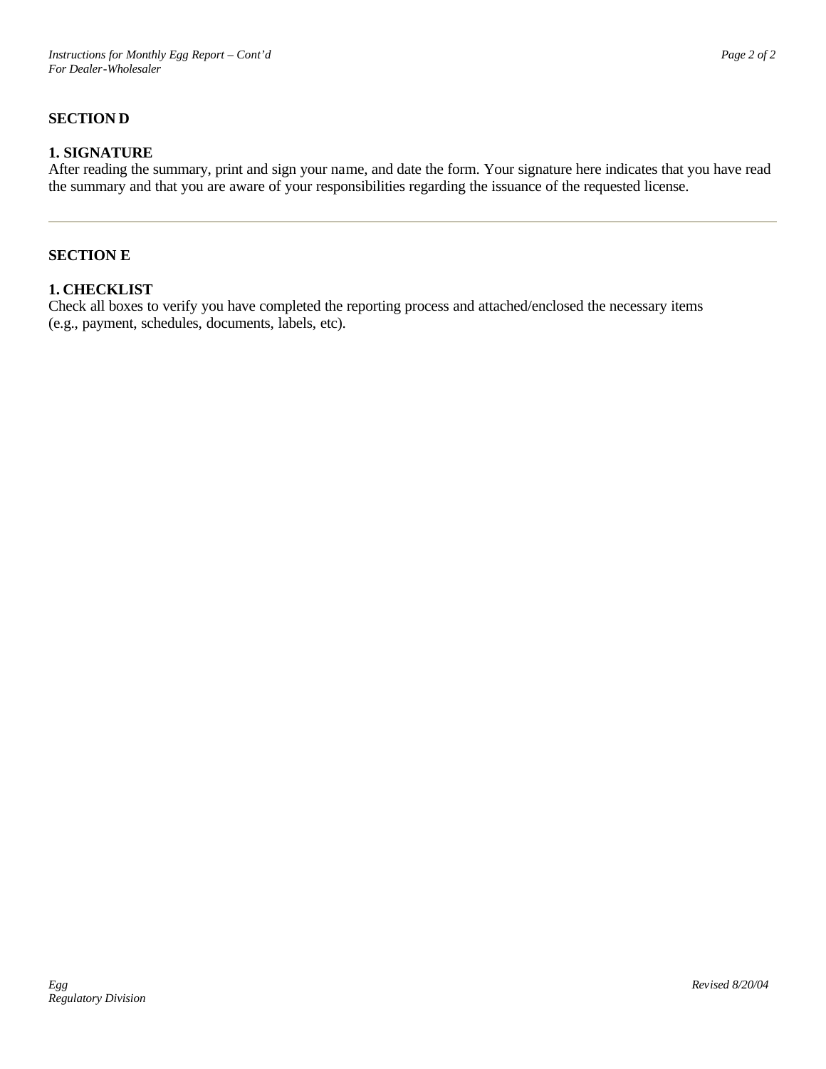## SECTION D

### 1. SIGNATURE

After reading the summary, print and sign your name, and date the form. Your signature here indicates that you have read the summary and that you are aware of your responsibilities regarding the issuance of the requested license.

---

## SECTION E

### 1. CHECKLIST

Check all boxes to verify you have completed the reporting process and attached/enclosed the necessary items (e.g., payment, schedules, documents, labels, etc).